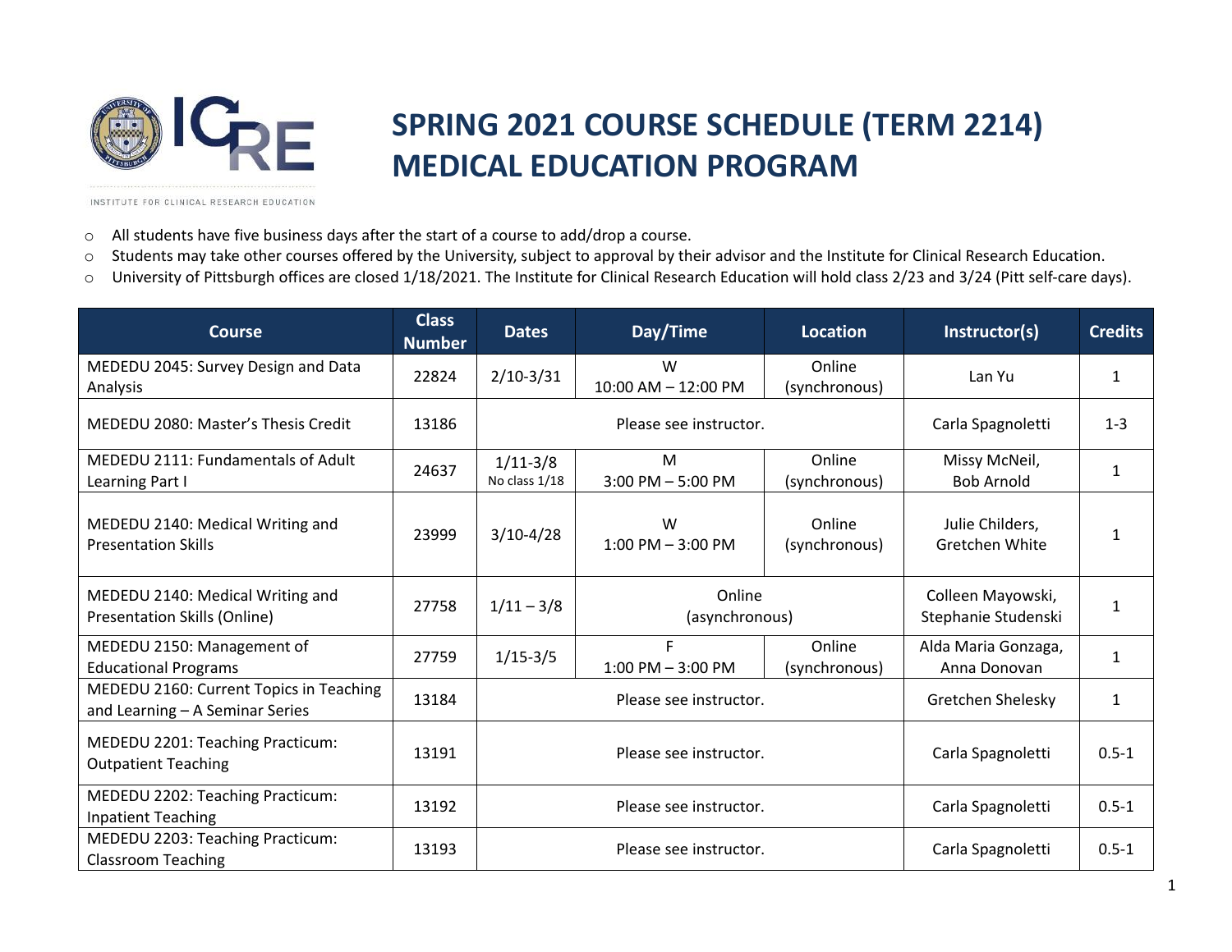# SPRING 2021 COURSE SCHEDULE (TERM 2214)
# MEDICAL EDUCATION PROGRAM

INSTITUTE FOR CLINICAL RESEARCH EDUCATION

- All students have five business days after the start of a course to add/drop a course.
- Students may take other courses offered by the University, subject to approval by their advisor and the Institute for Clinical Research Education.
- University of Pittsburgh offices are closed 1/18/2021. The Institute for Clinical Research Education will hold class 2/23 and 3/24 (Pitt self-care days).

| Course | Class Number | Dates | Day/Time | Location | Instructor(s) | Credits |
|---|---|---|---|---|---|---|
| MEDEDU 2045: Survey Design and Data Analysis | 22824 | 2/10-3/31 | W 10:00 AM – 12:00 PM | Online (synchronous) | Lan Yu | 1 |
| MEDEDU 2080: Master's Thesis Credit | 13186 | Please see instructor. | | | Carla Spagnoletti | 1-3 |
| MEDEDU 2111: Fundamentals of Adult Learning Part I | 24637 | 1/11-3/8 No class 1/18 | M 3:00 PM – 5:00 PM | Online (synchronous) | Missy McNeil, Bob Arnold | 1 |
| MEDEDU 2140: Medical Writing and Presentation Skills | 23999 | 3/10-4/28 | W 1:00 PM – 3:00 PM | Online (synchronous) | Julie Childers, Gretchen White | 1 |
| MEDEDU 2140: Medical Writing and Presentation Skills (Online) | 27758 | 1/11 – 3/8 | Online (asynchronous) | | Colleen Mayowski, Stephanie Studenski | 1 |
| MEDEDU 2150: Management of Educational Programs | 27759 | 1/15-3/5 | F 1:00 PM – 3:00 PM | Online (synchronous) | Alda Maria Gonzaga, Anna Donovan | 1 |
| MEDEDU 2160: Current Topics in Teaching and Learning – A Seminar Series | 13184 | Please see instructor. | | | Gretchen Shelesky | 1 |
| MEDEDU 2201: Teaching Practicum: Outpatient Teaching | 13191 | Please see instructor. | | | Carla Spagnoletti | 0.5-1 |
| MEDEDU 2202: Teaching Practicum: Inpatient Teaching | 13192 | Please see instructor. | | | Carla Spagnoletti | 0.5-1 |
| MEDEDU 2203: Teaching Practicum: Classroom Teaching | 13193 | Please see instructor. | | | Carla Spagnoletti | 0.5-1 |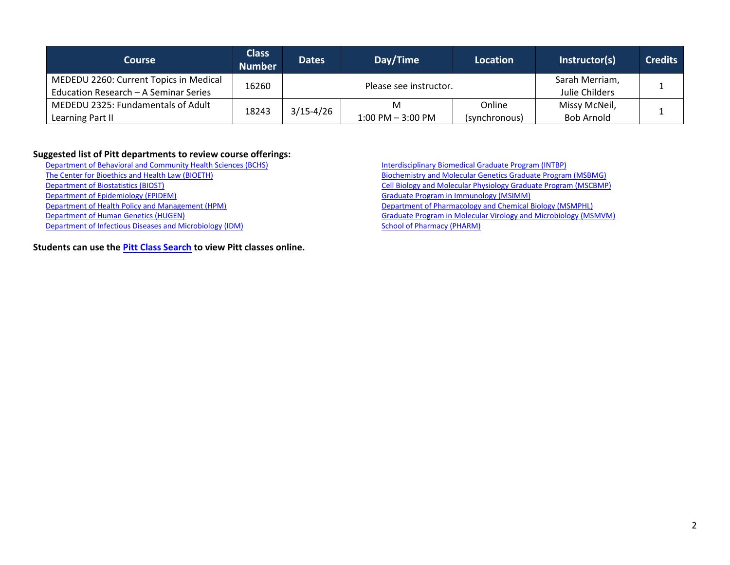| Course | Class Number | Dates | Day/Time | Location | Instructor(s) | Credits |
|---|---|---|---|---|---|---|
| MEDEDU 2260: Current Topics in Medical Education Research – A Seminar Series | 16260 | Please see instructor. | | | Sarah Merriam, Julie Childers | 1 |
| MEDEDU 2325: Fundamentals of Adult Learning Part II | 18243 | 3/15-4/26 | M 1:00 PM – 3:00 PM | Online (synchronous) | Missy McNeil, Bob Arnold | 1 |

**Suggested list of Pitt departments to review course offerings:**

- Department of Behavioral and Community Health Sciences (BCHS)
- The Center for Bioethics and Health Law (BIOETH)
- Department of Biostatistics (BIOST)
- Department of Epidemiology (EPIDEM)
- Department of Health Policy and Management (HPM)
- Department of Human Genetics (HUGEN)
- Department of Infectious Diseases and Microbiology (IDM)
- Interdisciplinary Biomedical Graduate Program (INTBP)
- Biochemistry and Molecular Genetics Graduate Program (MSBMG)
- Cell Biology and Molecular Physiology Graduate Program (MSCBMP)
- Graduate Program in Immunology (MSIMM)
- Department of Pharmacology and Chemical Biology (MSMPHL)
- Graduate Program in Molecular Virology and Microbiology (MSMVM)
- School of Pharmacy (PHARM)

**Students can use the Pitt Class Search to view Pitt classes online.**